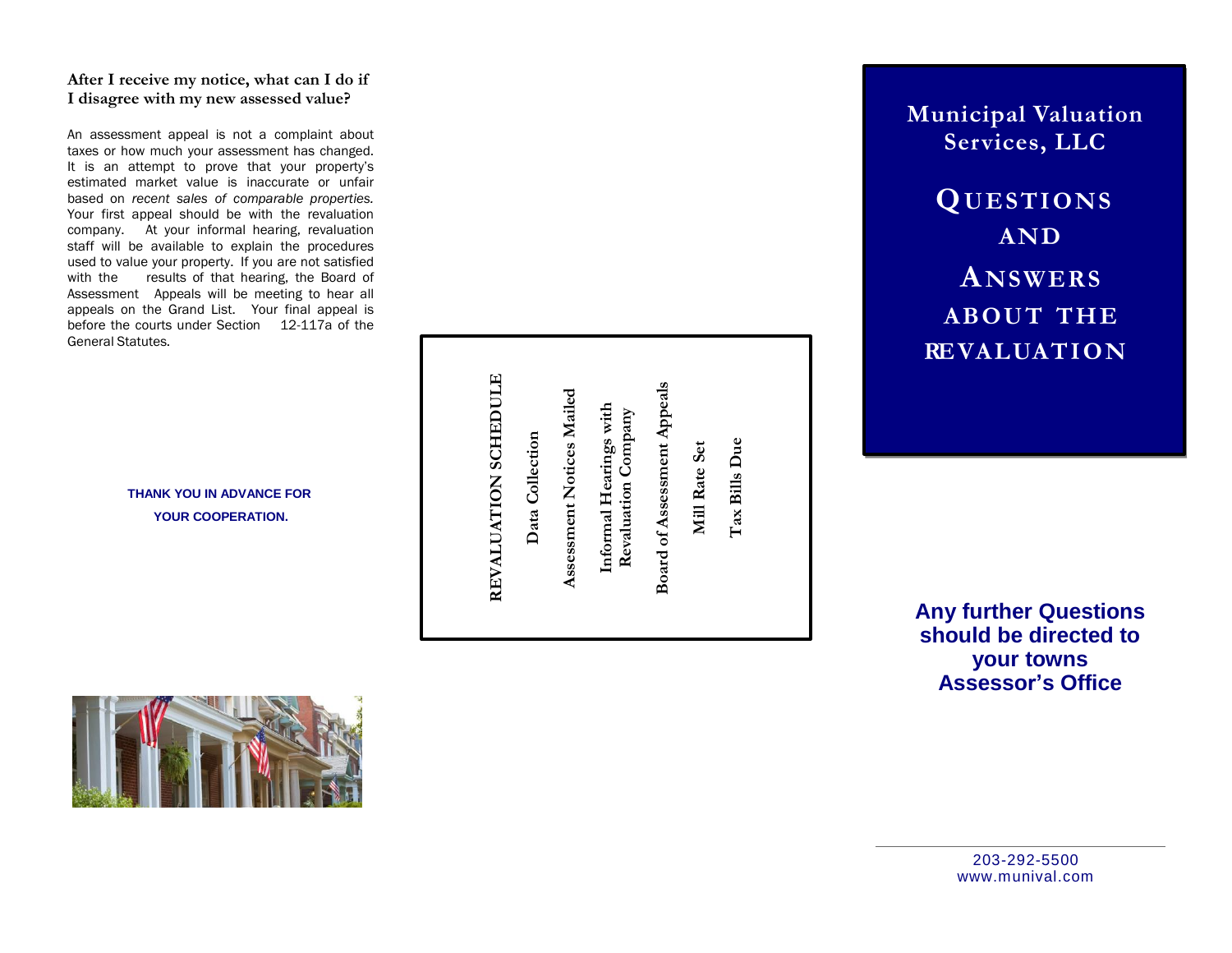### After I receive my notice, what can I do if I disagree with my new assessed value?

An assessment appeal is not a complaint about taxes or how much your assessment has changed. It is an attempt to prove that your property's estimated market value is inaccurate or unfair based on *recent sales of comparable properties.* Your first appeal should be with the revaluation company. At your informal hearing, revaluation staff will be available to explain the procedures used to value your property. If you are not satisfied with the results of that hearing, the Board of Assessment Appeals will be meeting to hear all appeals on the Grand List. Your final appeal is before the courts under Section 12-117a of the General Statutes.

**THANK YOU IN ADVANCE FOR YOUR COOPERATION.**

## REVALUATION SCHEDULE

**Data Collection**

**Assessment Notices Mailed**

**Informal Hearings with Revaluation Company**

**Board of Assessment Appeals**

**Mill Rate Set**

**Tax Bills Due**

# Municipal Valuation Services, LLC

# QUESTIONS AND ANSWERS ABOUT THE REVALUATION

**Any further Questions should be directed to your towns Assessor's Office**

203-292-5500
www.munival.com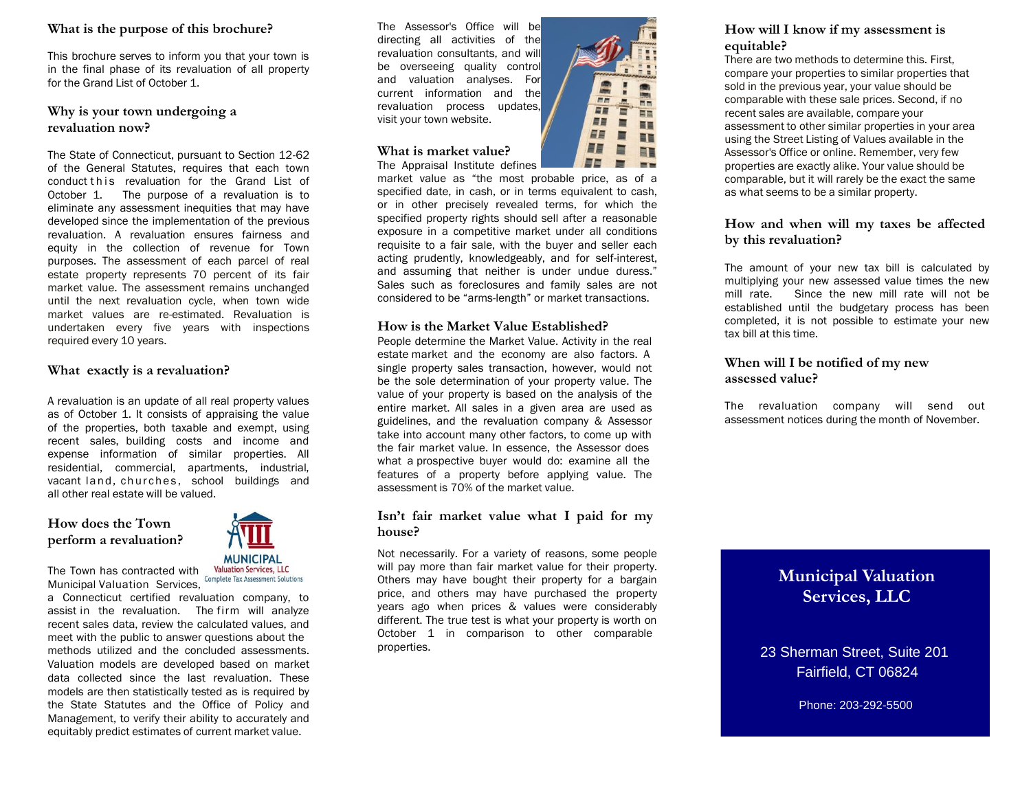## What is the purpose of this brochure?

This brochure serves to inform you that your town is in the final phase of its revaluation of all property for the Grand List of October 1.

## Why is your town undergoing a revaluation now?

The State of Connecticut, pursuant to Section 12-62 of the General Statutes, requires that each town conduct this revaluation for the Grand List of October 1. The purpose of a revaluation is to eliminate any assessment inequities that may have developed since the implementation of the previous revaluation. A revaluation ensures fairness and equity in the collection of revenue for Town purposes. The assessment of each parcel of real estate property represents 70 percent of its fair market value. The assessment remains unchanged until the next revaluation cycle, when town wide market values are re-estimated. Revaluation is undertaken every five years with inspections required every 10 years.

## What exactly is a revaluation?

A revaluation is an update of all real property values as of October 1. It consists of appraising the value of the properties, both taxable and exempt, using recent sales, building costs and income and expense information of similar properties. All residential, commercial, apartments, industrial, vacant land, churches, school buildings and all other real estate will be valued.

## How does the Town perform a revaluation?

MUNICIPAL
Valuation Services, LLC
Complete Tax Assessment Solutions

The Town has contracted with Municipal Valuation Services, a Connecticut certified revaluation company, to assist in the revaluation. The firm will analyze recent sales data, review the calculated values, and meet with the public to answer questions about the methods utilized and the concluded assessments. Valuation models are developed based on market data collected since the last revaluation. These models are then statistically tested as is required by the State Statutes and the Office of Policy and Management, to verify their ability to accurately and equitably predict estimates of current market value.

The Assessor's Office will be directing all activities of the revaluation consultants, and will be overseeing quality control and valuation analyses. For current information and the revaluation process updates, visit your town website.

## What is market value?

The Appraisal Institute defines market value as "the most probable price, as of a specified date, in cash, or in terms equivalent to cash, or in other precisely revealed terms, for which the specified property rights should sell after a reasonable exposure in a competitive market under all conditions requisite to a fair sale, with the buyer and seller each acting prudently, knowledgeably, and for self-interest, and assuming that neither is under undue duress." Sales such as foreclosures and family sales are not considered to be "arms-length" or market transactions.

## How is the Market Value Established?

People determine the Market Value. Activity in the real estate market and the economy are also factors. A single property sales transaction, however, would not be the sole determination of your property value. The value of your property is based on the analysis of the entire market. All sales in a given area are used as guidelines, and the revaluation company & Assessor take into account many other factors, to come up with the fair market value. In essence, the Assessor does what a prospective buyer would do: examine all the features of a property before applying value. The assessment is 70% of the market value.

## Isn't fair market value what I paid for my house?

Not necessarily. For a variety of reasons, some people will pay more than fair market value for their property. Others may have bought their property for a bargain price, and others may have purchased the property years ago when prices & values were considerably different. The true test is what your property is worth on October 1 in comparison to other comparable properties.

## How will I know if my assessment is equitable?

There are two methods to determine this. First, compare your properties to similar properties that sold in the previous year, your value should be comparable with these sale prices. Second, if no recent sales are available, compare your assessment to other similar properties in your area using the Street Listing of Values available in the Assessor's Office or online. Remember, very few properties are exactly alike. Your value should be comparable, but it will rarely be the exact the same as what seems to be a similar property.

## How and when will my taxes be affected by this revaluation?

The amount of your new tax bill is calculated by multiplying your new assessed value times the new mill rate. Since the new mill rate will not be established until the budgetary process has been completed, it is not possible to estimate your new tax bill at this time.

## When will I be notified of my new assessed value?

The revaluation company will send out assessment notices during the month of November.

## Municipal Valuation Services, LLC

23 Sherman Street, Suite 201
Fairfield, CT 06824

Phone: 203-292-5500